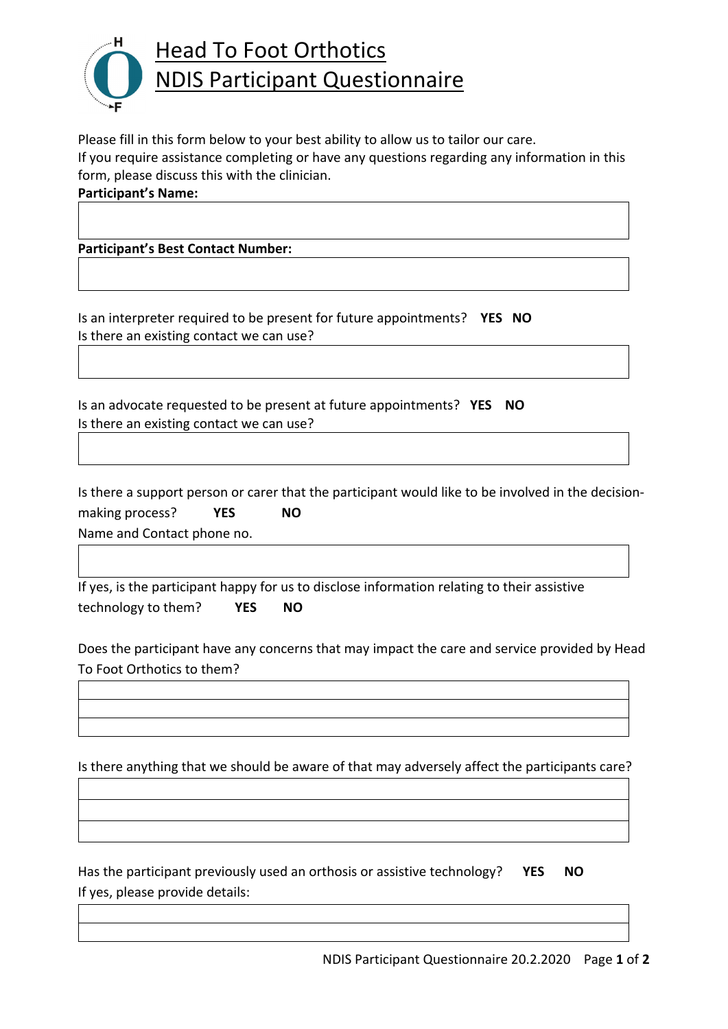# Head To Foot Orthotics
# NDIS Participant Questionnaire

Please fill in this form below to your best ability to allow us to tailor our care.
If you require assistance completing or have any questions regarding any information in this form, please discuss this with the clinician.

**Participant's Name:**

| |
|---|
| |

**Participant's Best Contact Number:**

| |
|---|
| |

Is an interpreter required to be present for future appointments? **YES NO**
Is there an existing contact we can use?

| |
|---|
| |

Is an advocate requested to be present at future appointments? **YES NO**
Is there an existing contact we can use?

| |
|---|
| |

Is there a support person or carer that the participant would like to be involved in the decision-making process? **YES NO**
Name and Contact phone no.

| |
|---|
| |

If yes, is the participant happy for us to disclose information relating to their assistive technology to them? **YES NO**

Does the participant have any concerns that may impact the care and service provided by Head To Foot Orthotics to them?

| |
|---|
| |
| |
| |

Is there anything that we should be aware of that may adversely affect the participants care?

| |
|---|
| |
| |
| |

Has the participant previously used an orthosis or assistive technology? **YES NO**
If yes, please provide details:

| |
|---|
| |
| |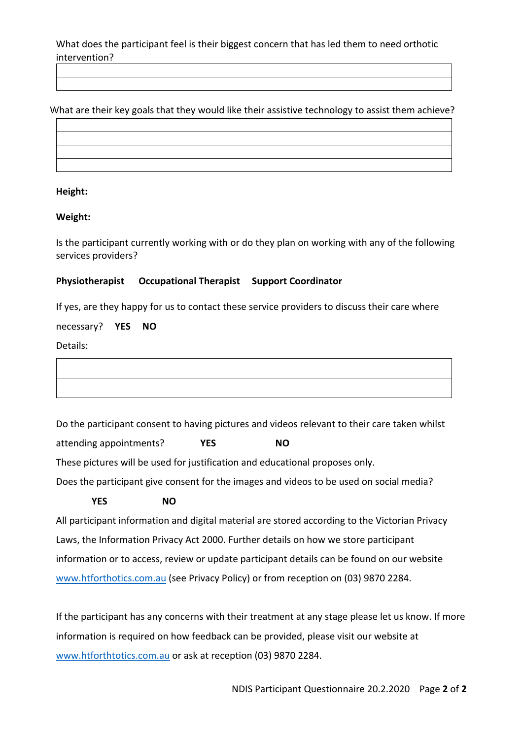What does the participant feel is their biggest concern that has led them to need orthotic intervention?

| |
|---|
| |
| |

What are their key goals that they would like their assistive technology to assist them achieve?

| |
|---|
| |
| |
| |
| |

**Height:**

**Weight:**

Is the participant currently working with or do they plan on working with any of the following services providers?

**Physiotherapist** **Occupational Therapist** **Support Coordinator**

If yes, are they happy for us to contact these service providers to discuss their care where necessary? **YES** **NO**

Details:

| |
|---|
| |
| |

Do the participant consent to having pictures and videos relevant to their care taken whilst attending appointments? **YES** **NO**

These pictures will be used for justification and educational proposes only.

Does the participant give consent for the images and videos to be used on social media?

**YES** **NO**

All participant information and digital material are stored according to the Victorian Privacy Laws, the Information Privacy Act 2000. Further details on how we store participant information or to access, review or update participant details can be found on our website [www.htforthotics.com.au](www.htforthotics.com.au) (see Privacy Policy) or from reception on (03) 9870 2284.

If the participant has any concerns with their treatment at any stage please let us know. If more information is required on how feedback can be provided, please visit our website at [www.htforthtotics.com.au](www.htforthtotics.com.au) or ask at reception (03) 9870 2284.

NDIS Participant Questionnaire 20.2.2020